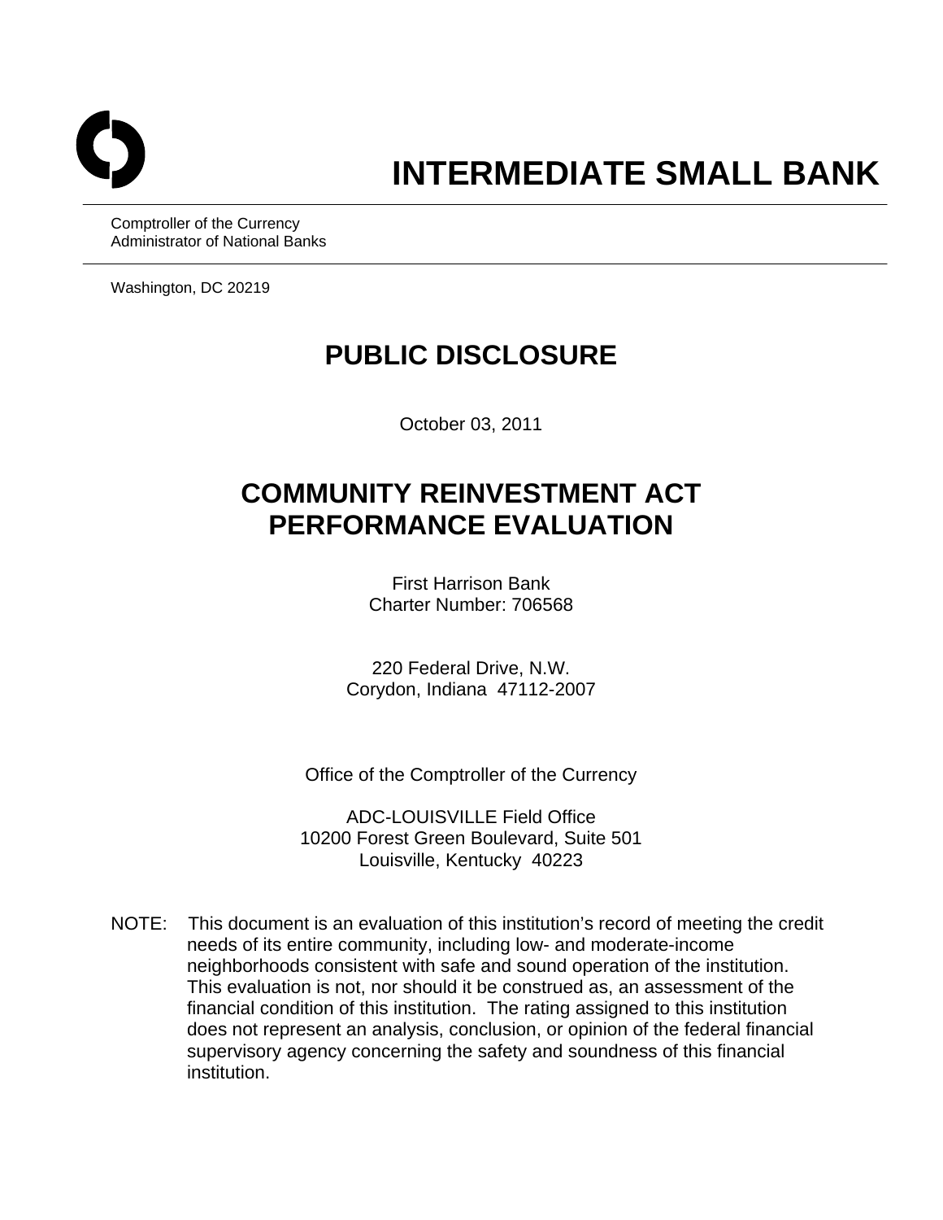# INTERMEDIATE SMALL BANK

Comptroller of the Currency
Administrator of National Banks

Washington, DC 20219

## PUBLIC DISCLOSURE

October 03, 2011

## COMMUNITY REINVESTMENT ACT PERFORMANCE EVALUATION

First Harrison Bank
Charter Number: 706568

220 Federal Drive, N.W.
Corydon, Indiana 47112-2007

Office of the Comptroller of the Currency

ADC-LOUISVILLE Field Office
10200 Forest Green Boulevard, Suite 501
Louisville, Kentucky 40223

NOTE: This document is an evaluation of this institution's record of meeting the credit needs of its entire community, including low- and moderate-income neighborhoods consistent with safe and sound operation of the institution. This evaluation is not, nor should it be construed as, an assessment of the financial condition of this institution. The rating assigned to this institution does not represent an analysis, conclusion, or opinion of the federal financial supervisory agency concerning the safety and soundness of this financial institution.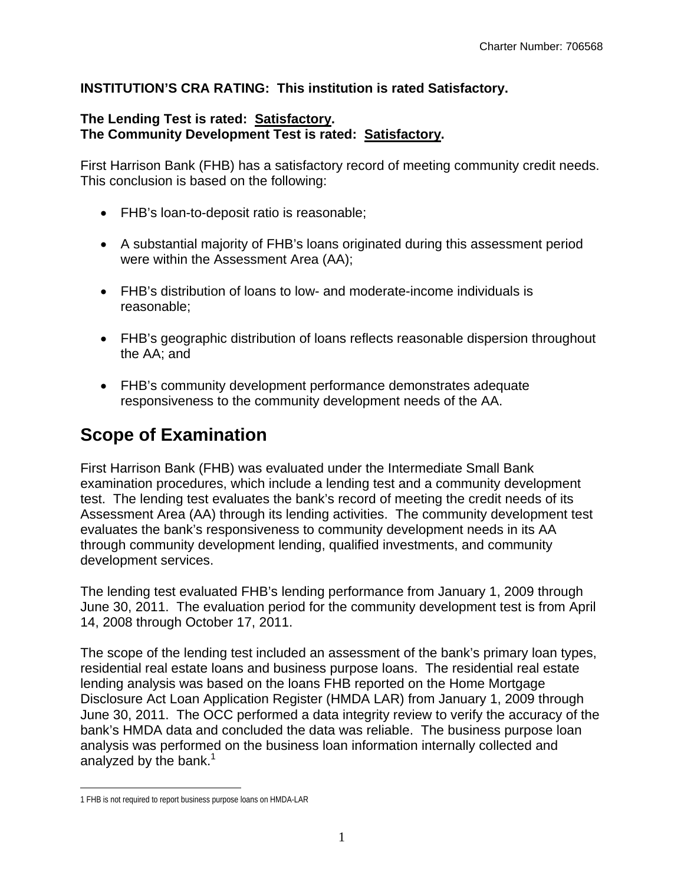**INSTITUTION'S CRA RATING: This institution is rated Satisfactory.**

**The Lending Test is rated: <u>Satisfactory</u>.**
**The Community Development Test is rated: <u>Satisfactory</u>.**

First Harrison Bank (FHB) has a satisfactory record of meeting community credit needs. This conclusion is based on the following:

- FHB's loan-to-deposit ratio is reasonable;
- A substantial majority of FHB's loans originated during this assessment period were within the Assessment Area (AA);
- FHB's distribution of loans to low- and moderate-income individuals is reasonable;
- FHB's geographic distribution of loans reflects reasonable dispersion throughout the AA; and
- FHB's community development performance demonstrates adequate responsiveness to the community development needs of the AA.

# Scope of Examination

First Harrison Bank (FHB) was evaluated under the Intermediate Small Bank examination procedures, which include a lending test and a community development test. The lending test evaluates the bank's record of meeting the credit needs of its Assessment Area (AA) through its lending activities. The community development test evaluates the bank's responsiveness to community development needs in its AA through community development lending, qualified investments, and community development services.

The lending test evaluated FHB's lending performance from January 1, 2009 through June 30, 2011. The evaluation period for the community development test is from April 14, 2008 through October 17, 2011.

The scope of the lending test included an assessment of the bank's primary loan types, residential real estate loans and business purpose loans. The residential real estate lending analysis was based on the loans FHB reported on the Home Mortgage Disclosure Act Loan Application Register (HMDA LAR) from January 1, 2009 through June 30, 2011. The OCC performed a data integrity review to verify the accuracy of the bank's HMDA data and concluded the data was reliable. The business purpose loan analysis was performed on the business loan information internally collected and analyzed by the bank.[1]

1 FHB is not required to report business purpose loans on HMDA-LAR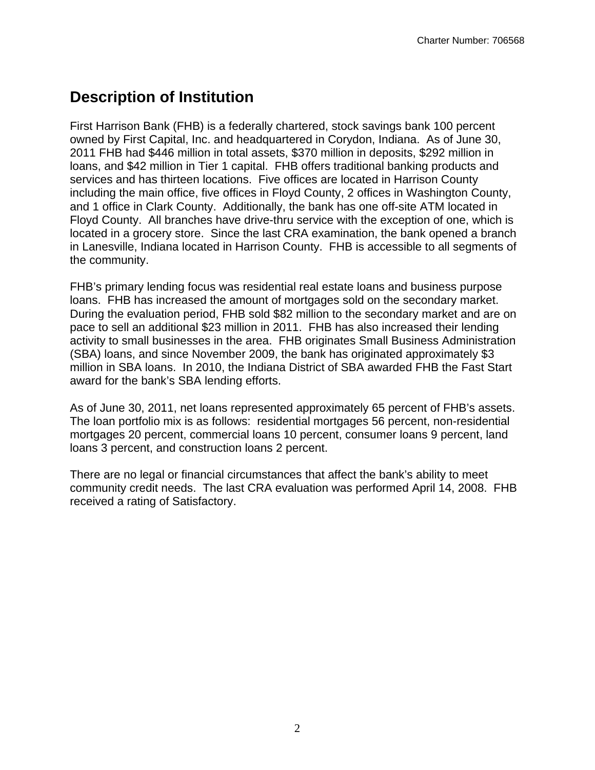## Description of Institution

First Harrison Bank (FHB) is a federally chartered, stock savings bank 100 percent owned by First Capital, Inc. and headquartered in Corydon, Indiana. As of June 30, 2011 FHB had $446 million in total assets, $370 million in deposits, $292 million in loans, and $42 million in Tier 1 capital. FHB offers traditional banking products and services and has thirteen locations. Five offices are located in Harrison County including the main office, five offices in Floyd County, 2 offices in Washington County, and 1 office in Clark County. Additionally, the bank has one off-site ATM located in Floyd County. All branches have drive-thru service with the exception of one, which is located in a grocery store. Since the last CRA examination, the bank opened a branch in Lanesville, Indiana located in Harrison County. FHB is accessible to all segments of the community.

FHB's primary lending focus was residential real estate loans and business purpose loans. FHB has increased the amount of mortgages sold on the secondary market. During the evaluation period, FHB sold $82 million to the secondary market and are on pace to sell an additional $23 million in 2011. FHB has also increased their lending activity to small businesses in the area. FHB originates Small Business Administration (SBA) loans, and since November 2009, the bank has originated approximately $3 million in SBA loans. In 2010, the Indiana District of SBA awarded FHB the Fast Start award for the bank's SBA lending efforts.

As of June 30, 2011, net loans represented approximately 65 percent of FHB's assets. The loan portfolio mix is as follows: residential mortgages 56 percent, non-residential mortgages 20 percent, commercial loans 10 percent, consumer loans 9 percent, land loans 3 percent, and construction loans 2 percent.

There are no legal or financial circumstances that affect the bank's ability to meet community credit needs. The last CRA evaluation was performed April 14, 2008. FHB received a rating of Satisfactory.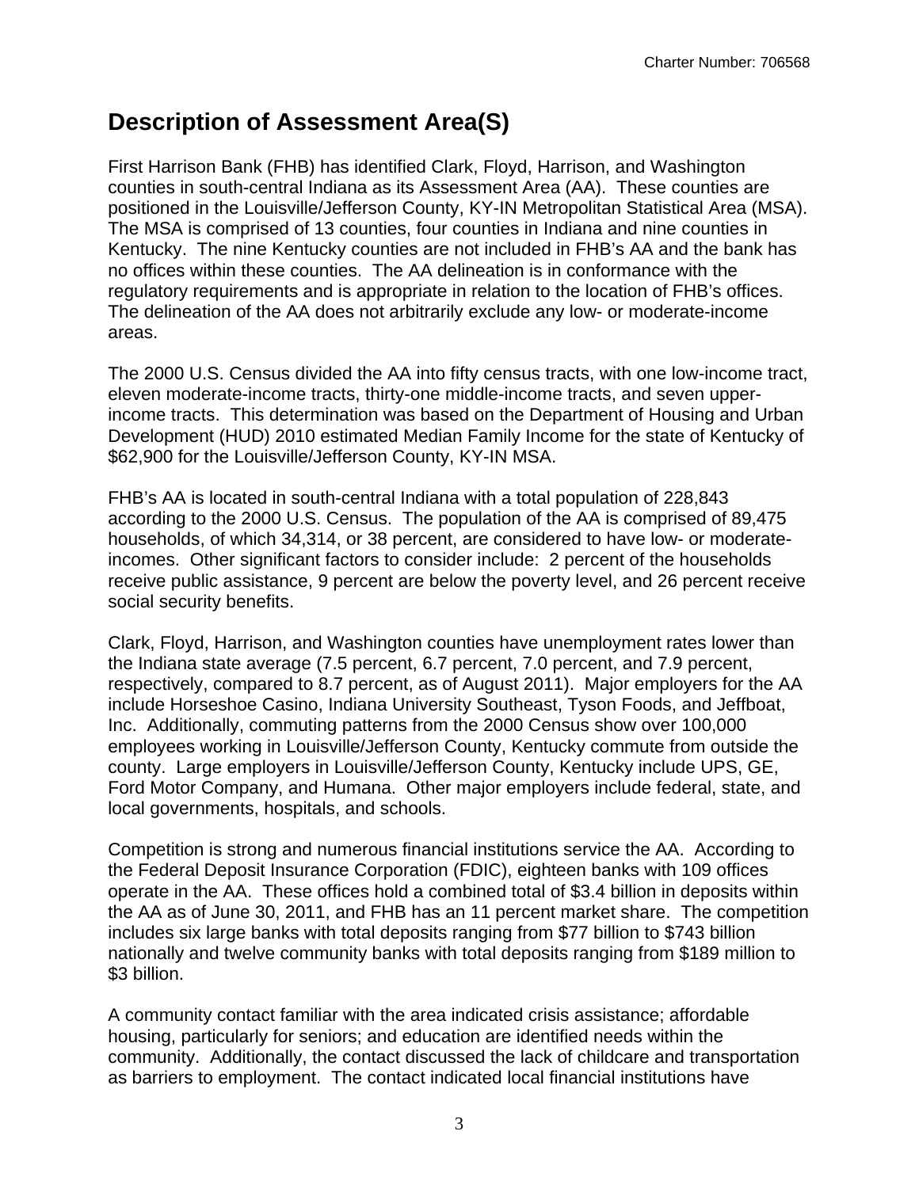# Description of Assessment Area(S)

First Harrison Bank (FHB) has identified Clark, Floyd, Harrison, and Washington counties in south-central Indiana as its Assessment Area (AA). These counties are positioned in the Louisville/Jefferson County, KY-IN Metropolitan Statistical Area (MSA). The MSA is comprised of 13 counties, four counties in Indiana and nine counties in Kentucky. The nine Kentucky counties are not included in FHB's AA and the bank has no offices within these counties. The AA delineation is in conformance with the regulatory requirements and is appropriate in relation to the location of FHB's offices. The delineation of the AA does not arbitrarily exclude any low- or moderate-income areas.

The 2000 U.S. Census divided the AA into fifty census tracts, with one low-income tract, eleven moderate-income tracts, thirty-one middle-income tracts, and seven upper-income tracts. This determination was based on the Department of Housing and Urban Development (HUD) 2010 estimated Median Family Income for the state of Kentucky of $62,900 for the Louisville/Jefferson County, KY-IN MSA.

FHB's AA is located in south-central Indiana with a total population of 228,843 according to the 2000 U.S. Census. The population of the AA is comprised of 89,475 households, of which 34,314, or 38 percent, are considered to have low- or moderate-incomes. Other significant factors to consider include: 2 percent of the households receive public assistance, 9 percent are below the poverty level, and 26 percent receive social security benefits.

Clark, Floyd, Harrison, and Washington counties have unemployment rates lower than the Indiana state average (7.5 percent, 6.7 percent, 7.0 percent, and 7.9 percent, respectively, compared to 8.7 percent, as of August 2011). Major employers for the AA include Horseshoe Casino, Indiana University Southeast, Tyson Foods, and Jeffboat, Inc. Additionally, commuting patterns from the 2000 Census show over 100,000 employees working in Louisville/Jefferson County, Kentucky commute from outside the county. Large employers in Louisville/Jefferson County, Kentucky include UPS, GE, Ford Motor Company, and Humana. Other major employers include federal, state, and local governments, hospitals, and schools.

Competition is strong and numerous financial institutions service the AA. According to the Federal Deposit Insurance Corporation (FDIC), eighteen banks with 109 offices operate in the AA. These offices hold a combined total of $3.4 billion in deposits within the AA as of June 30, 2011, and FHB has an 11 percent market share. The competition includes six large banks with total deposits ranging from $77 billion to $743 billion nationally and twelve community banks with total deposits ranging from $189 million to $3 billion.

A community contact familiar with the area indicated crisis assistance; affordable housing, particularly for seniors; and education are identified needs within the community. Additionally, the contact discussed the lack of childcare and transportation as barriers to employment. The contact indicated local financial institutions have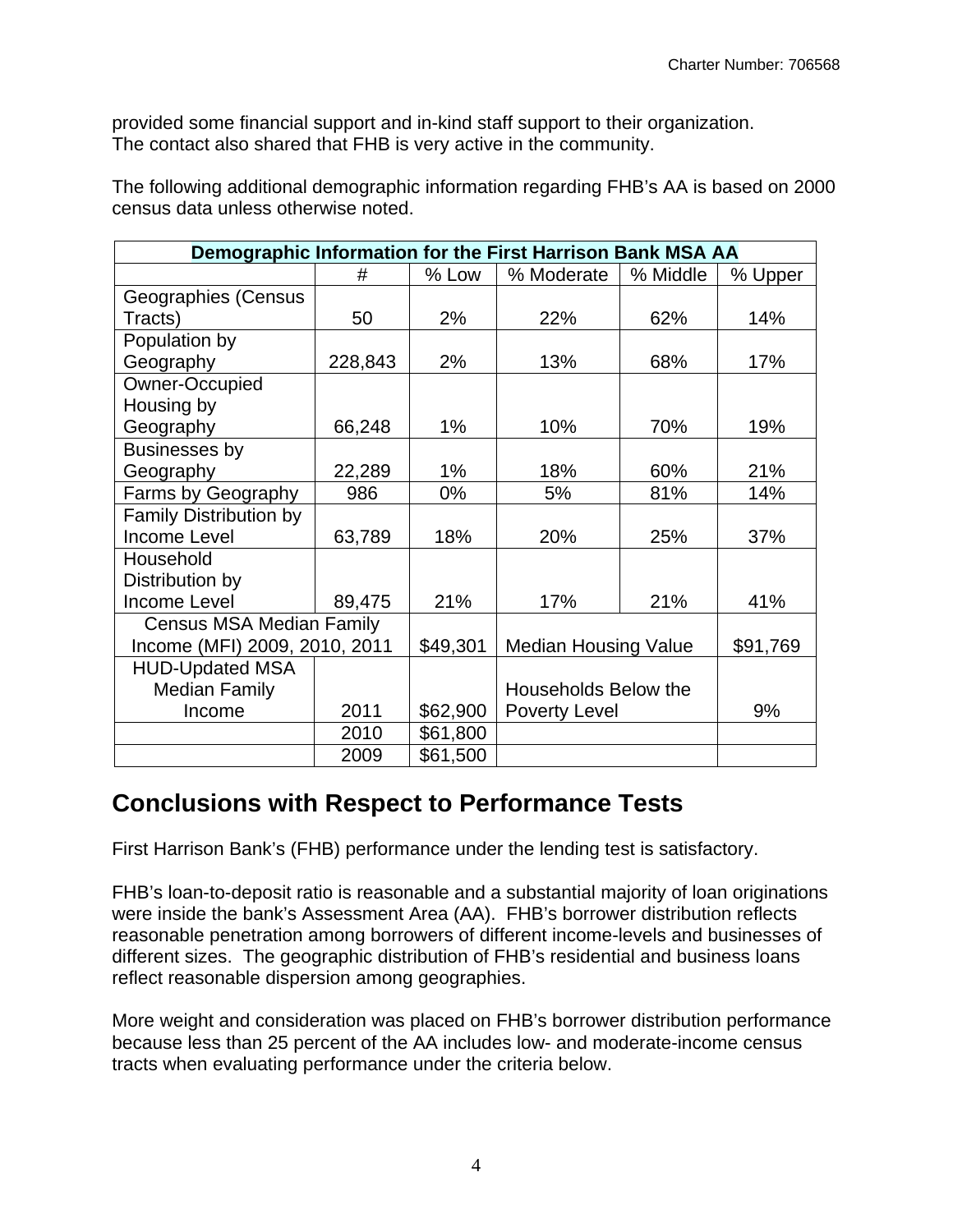provided some financial support and in-kind staff support to their organization. The contact also shared that FHB is very active in the community.

The following additional demographic information regarding FHB's AA is based on 2000 census data unless otherwise noted.

| Demographic Information for the First Harrison Bank MSA AA | | | | | |
|---|---|---|---|---|---|
| | # | % Low | % Moderate | % Middle | % Upper |
| Geographies (Census Tracts) | 50 | 2% | 22% | 62% | 14% |
| Population by Geography | 228,843 | 2% | 13% | 68% | 17% |
| Owner-Occupied Housing by Geography | 66,248 | 1% | 10% | 70% | 19% |
| Businesses by Geography | 22,289 | 1% | 18% | 60% | 21% |
| Farms by Geography | 986 | 0% | 5% | 81% | 14% |
| Family Distribution by Income Level | 63,789 | 18% | 20% | 25% | 37% |
| Household Distribution by Income Level | 89,475 | 21% | 17% | 21% | 41% |
| Census MSA Median Family Income (MFI) 2009, 2010, 2011 | | $49,301 | Median Housing Value | | $91,769 |
| HUD-Updated MSA Median Family Income | 2011 | $62,900 | Households Below the Poverty Level | | 9% |
| | 2010 | $61,800 | | | |
| | 2009 | $61,500 | | | |

## Conclusions with Respect to Performance Tests

First Harrison Bank's (FHB) performance under the lending test is satisfactory.

FHB's loan-to-deposit ratio is reasonable and a substantial majority of loan originations were inside the bank's Assessment Area (AA). FHB's borrower distribution reflects reasonable penetration among borrowers of different income-levels and businesses of different sizes. The geographic distribution of FHB's residential and business loans reflect reasonable dispersion among geographies.

More weight and consideration was placed on FHB's borrower distribution performance because less than 25 percent of the AA includes low- and moderate-income census tracts when evaluating performance under the criteria below.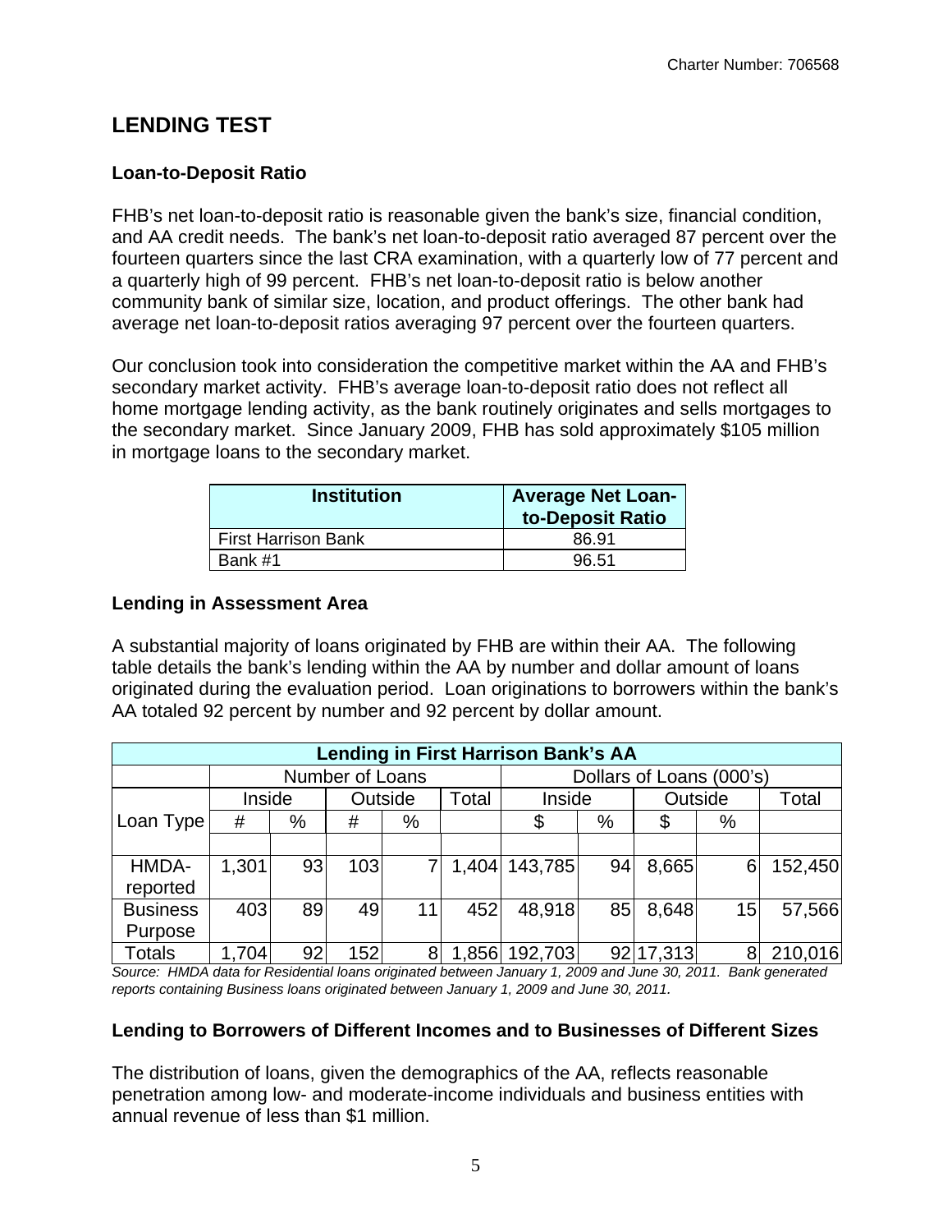## LENDING TEST

### Loan-to-Deposit Ratio

FHB's net loan-to-deposit ratio is reasonable given the bank's size, financial condition, and AA credit needs. The bank's net loan-to-deposit ratio averaged 87 percent over the fourteen quarters since the last CRA examination, with a quarterly low of 77 percent and a quarterly high of 99 percent. FHB's net loan-to-deposit ratio is below another community bank of similar size, location, and product offerings. The other bank had average net loan-to-deposit ratios averaging 97 percent over the fourteen quarters.

Our conclusion took into consideration the competitive market within the AA and FHB's secondary market activity. FHB's average loan-to-deposit ratio does not reflect all home mortgage lending activity, as the bank routinely originates and sells mortgages to the secondary market. Since January 2009, FHB has sold approximately $105 million in mortgage loans to the secondary market.

| Institution | Average Net Loan-to-Deposit Ratio |
|---|---|
| First Harrison Bank | 86.91 |
| Bank #1 | 96.51 |

### Lending in Assessment Area

A substantial majority of loans originated by FHB are within their AA. The following table details the bank's lending within the AA by number and dollar amount of loans originated during the evaluation period. Loan originations to borrowers within the bank's AA totaled 92 percent by number and 92 percent by dollar amount.

| Lending in First Harrison Bank's AA | | | | | | | | | | |
|---|---|---|---|---|---|---|---|---|---|---|
| | Number of Loans | | | | | Dollars of Loans (000's) | | | | |
| | Inside | | Outside | | Total | Inside | | Outside | | Total |
| Loan Type | # | % | # | % | | $ | % | $ | % | |
| HMDA-reported | 1,301 | 93 | 103 | 7 | 1,404 | 143,785 | 94 | 8,665 | 6 | 152,450 |
| Business Purpose | 403 | 89 | 49 | 11 | 452 | 48,918 | 85 | 8,648 | 15 | 57,566 |
| Totals | 1,704 | 92 | 152 | 8 | 1,856 | 192,703 | 92 | 17,313 | 8 | 210,016 |

*Source: HMDA data for Residential loans originated between January 1, 2009 and June 30, 2011. Bank generated reports containing Business loans originated between January 1, 2009 and June 30, 2011.*

### Lending to Borrowers of Different Incomes and to Businesses of Different Sizes

The distribution of loans, given the demographics of the AA, reflects reasonable penetration among low- and moderate-income individuals and business entities with annual revenue of less than $1 million.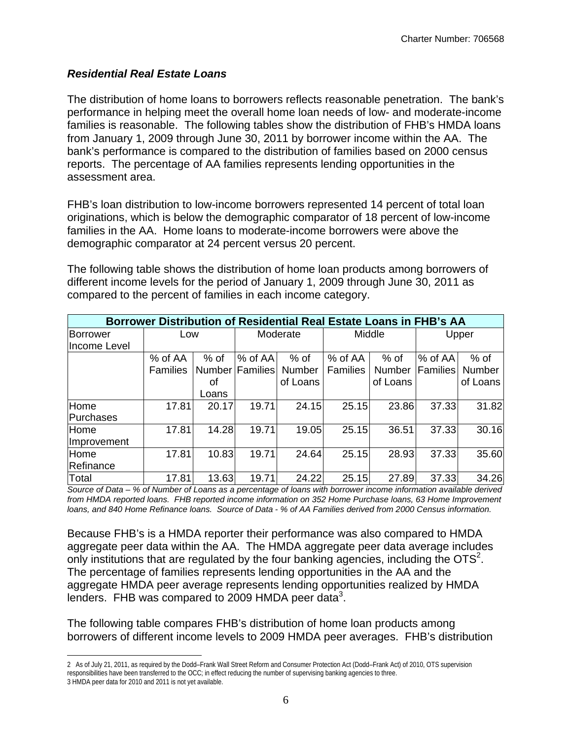### *Residential Real Estate Loans*

The distribution of home loans to borrowers reflects reasonable penetration. The bank's performance in helping meet the overall home loan needs of low- and moderate-income families is reasonable. The following tables show the distribution of FHB's HMDA loans from January 1, 2009 through June 30, 2011 by borrower income within the AA. The bank's performance is compared to the distribution of families based on 2000 census reports. The percentage of AA families represents lending opportunities in the assessment area.

FHB's loan distribution to low-income borrowers represented 14 percent of total loan originations, which is below the demographic comparator of 18 percent of low-income families in the AA. Home loans to moderate-income borrowers were above the demographic comparator at 24 percent versus 20 percent.

The following table shows the distribution of home loan products among borrowers of different income levels for the period of January 1, 2009 through June 30, 2011 as compared to the percent of families in each income category.

| **Borrower Distribution of Residential Real Estate Loans in FHB's AA** | | | | | | | | |
|---|---|---|---|---|---|---|---|---|
| Borrower Income Level | Low | | Moderate | | Middle | | Upper | |
| | % of AA Families | % of Number of Loans | % of AA Families | % of Number of Loans | % of AA Families | % of Number of Loans | % of AA Families | % of Number of Loans |
| Home Purchases | 17.81 | 20.17 | 19.71 | 24.15 | 25.15 | 23.86 | 37.33 | 31.82 |
| Home Improvement | 17.81 | 14.28 | 19.71 | 19.05 | 25.15 | 36.51 | 37.33 | 30.16 |
| Home Refinance | 17.81 | 10.83 | 19.71 | 24.64 | 25.15 | 28.93 | 37.33 | 35.60 |
| Total | 17.81 | 13.63 | 19.71 | 24.22 | 25.15 | 27.89 | 37.33 | 34.26 |

*Source of Data – % of Number of Loans as a percentage of loans with borrower income information available derived from HMDA reported loans. FHB reported income information on 352 Home Purchase loans, 63 Home Improvement loans, and 840 Home Refinance loans. Source of Data - % of AA Families derived from 2000 Census information.*

Because FHB's is a HMDA reporter their performance was also compared to HMDA aggregate peer data within the AA. The HMDA aggregate peer data average includes only institutions that are regulated by the four banking agencies, including the OTS[2]. The percentage of families represents lending opportunities in the AA and the aggregate HMDA peer average represents lending opportunities realized by HMDA lenders. FHB was compared to 2009 HMDA peer data[3].

The following table compares FHB's distribution of home loan products among borrowers of different income levels to 2009 HMDA peer averages. FHB's distribution

---

2 As of July 21, 2011, as required by the Dodd–Frank Wall Street Reform and Consumer Protection Act (Dodd–Frank Act) of 2010, OTS supervision responsibilities have been transferred to the OCC; in effect reducing the number of supervising banking agencies to three.
3 HMDA peer data for 2010 and 2011 is not yet available.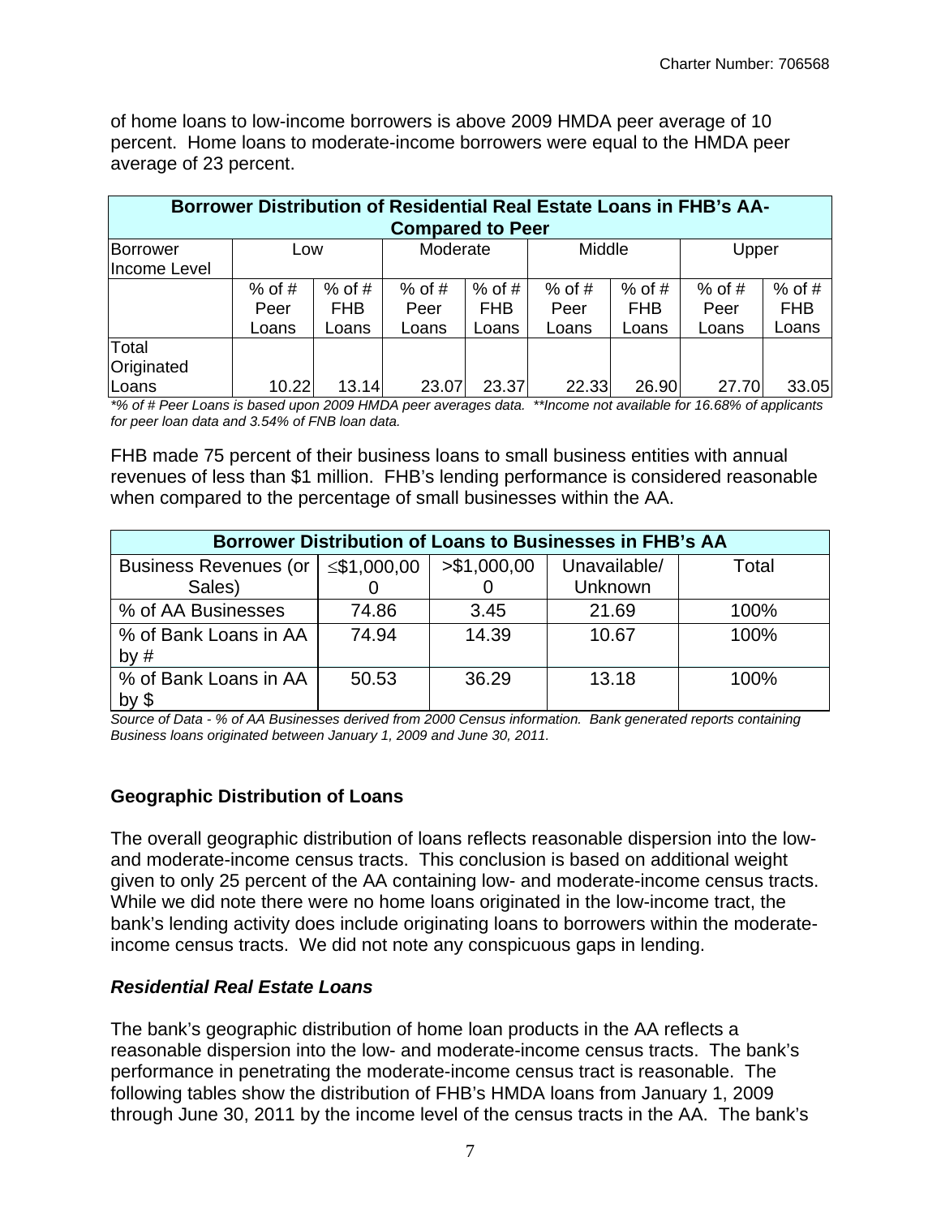of home loans to low-income borrowers is above 2009 HMDA peer average of 10 percent. Home loans to moderate-income borrowers were equal to the HMDA peer average of 23 percent.

| Borrower Distribution of Residential Real Estate Loans in FHB's AA-Compared to Peer | | | | | | | | |
|---|---|---|---|---|---|---|---|---|
| Borrower Income Level | Low | | Moderate | | Middle | | Upper | |
| | % of # Peer Loans | % of # FHB Loans | % of # Peer Loans | % of # FHB Loans | % of # Peer Loans | % of # FHB Loans | % of # Peer Loans | % of # FHB Loans |
| Total Originated Loans | 10.22 | 13.14 | 23.07 | 23.37 | 22.33 | 26.90 | 27.70 | 33.05 |

*\*% of # Peer Loans is based upon 2009 HMDA peer averages data. \*\*Income not available for 16.68% of applicants for peer loan data and 3.54% of FNB loan data.*

FHB made 75 percent of their business loans to small business entities with annual revenues of less than $1 million. FHB's lending performance is considered reasonable when compared to the percentage of small businesses within the AA.

| Borrower Distribution of Loans to Businesses in FHB's AA | | | | |
|---|---|---|---|---|
| Business Revenues (or Sales) | ≤$1,000,000 | >$1,000,000 | Unavailable/ Unknown | Total |
| % of AA Businesses | 74.86 | 3.45 | 21.69 | 100% |
| % of Bank Loans in AA by # | 74.94 | 14.39 | 10.67 | 100% |
| % of Bank Loans in AA by $ | 50.53 | 36.29 | 13.18 | 100% |

*Source of Data - % of AA Businesses derived from 2000 Census information. Bank generated reports containing Business loans originated between January 1, 2009 and June 30, 2011.*

### Geographic Distribution of Loans

The overall geographic distribution of loans reflects reasonable dispersion into the low- and moderate-income census tracts. This conclusion is based on additional weight given to only 25 percent of the AA containing low- and moderate-income census tracts. While we did note there were no home loans originated in the low-income tract, the bank's lending activity does include originating loans to borrowers within the moderate-income census tracts. We did not note any conspicuous gaps in lending.

#### *Residential Real Estate Loans*

The bank's geographic distribution of home loan products in the AA reflects a reasonable dispersion into the low- and moderate-income census tracts. The bank's performance in penetrating the moderate-income census tract is reasonable. The following tables show the distribution of FHB's HMDA loans from January 1, 2009 through June 30, 2011 by the income level of the census tracts in the AA. The bank's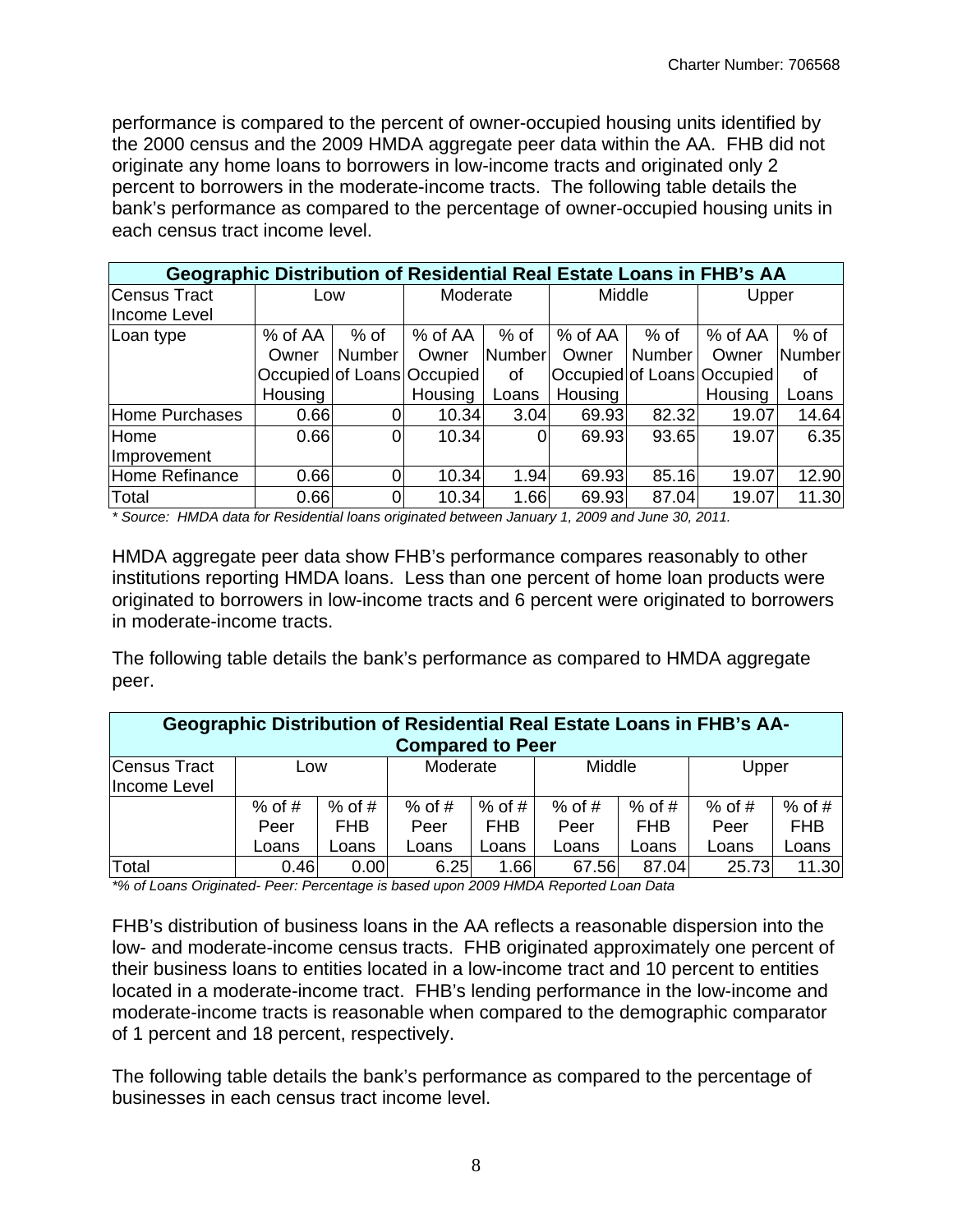performance is compared to the percent of owner-occupied housing units identified by the 2000 census and the 2009 HMDA aggregate peer data within the AA. FHB did not originate any home loans to borrowers in low-income tracts and originated only 2 percent to borrowers in the moderate-income tracts. The following table details the bank's performance as compared to the percentage of owner-occupied housing units in each census tract income level.

| Geographic Distribution of Residential Real Estate Loans in FHB's AA | | | | | | | | |
|---|---|---|---|---|---|---|---|---|
| Census Tract Income Level | Low | | Moderate | | Middle | | Upper | |
| Loan type | % of AA Owner Occupied Housing | % of Number of Loans | % of AA Owner Occupied Housing | % of Number of Loans | % of AA Owner Occupied Housing | % of Number of Loans | % of AA Owner Occupied Housing | % of Number of Loans |
| Home Purchases | 0.66 | 0 | 10.34 | 3.04 | 69.93 | 82.32 | 19.07 | 14.64 |
| Home Improvement | 0.66 | 0 | 10.34 | 0 | 69.93 | 93.65 | 19.07 | 6.35 |
| Home Refinance | 0.66 | 0 | 10.34 | 1.94 | 69.93 | 85.16 | 19.07 | 12.90 |
| Total | 0.66 | 0 | 10.34 | 1.66 | 69.93 | 87.04 | 19.07 | 11.30 |

*\* Source: HMDA data for Residential loans originated between January 1, 2009 and June 30, 2011.*

HMDA aggregate peer data show FHB's performance compares reasonably to other institutions reporting HMDA loans. Less than one percent of home loan products were originated to borrowers in low-income tracts and 6 percent were originated to borrowers in moderate-income tracts.

The following table details the bank's performance as compared to HMDA aggregate peer.

| Geographic Distribution of Residential Real Estate Loans in FHB's AA- Compared to Peer | | | | | | | | |
|---|---|---|---|---|---|---|---|---|
| Census Tract Income Level | Low | | Moderate | | Middle | | Upper | |
| | % of # Peer Loans | % of # FHB Loans | % of # Peer Loans | % of # FHB Loans | % of # Peer Loans | % of # FHB Loans | % of # Peer Loans | % of # FHB Loans |
| Total | 0.46 | 0.00 | 6.25 | 1.66 | 67.56 | 87.04 | 25.73 | 11.30 |

*\*% of Loans Originated- Peer: Percentage is based upon 2009 HMDA Reported Loan Data*

FHB's distribution of business loans in the AA reflects a reasonable dispersion into the low- and moderate-income census tracts. FHB originated approximately one percent of their business loans to entities located in a low-income tract and 10 percent to entities located in a moderate-income tract. FHB's lending performance in the low-income and moderate-income tracts is reasonable when compared to the demographic comparator of 1 percent and 18 percent, respectively.

The following table details the bank's performance as compared to the percentage of businesses in each census tract income level.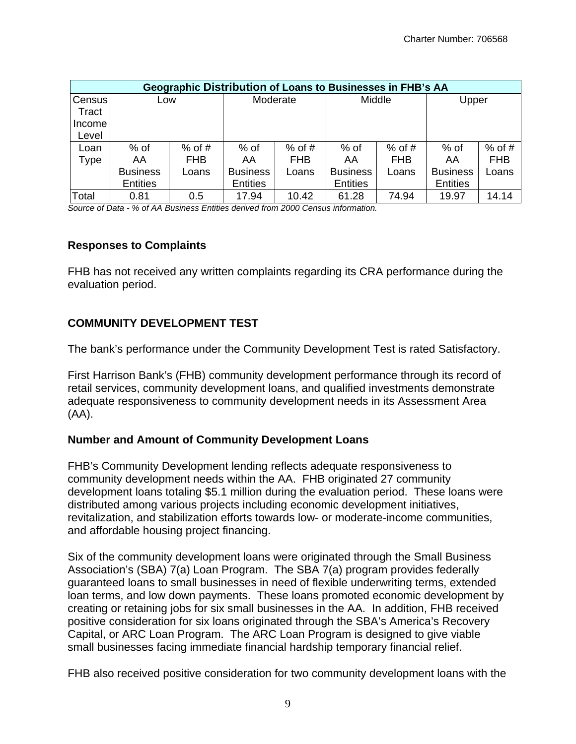| Geographic Distribution of Loans to Businesses in FHB's AA | | | | | | | | |
|---|---|---|---|---|---|---|---|---|
| Census Tract Income Level | Low | | Moderate | | Middle | | Upper | |
| Loan Type | % of AA Business Entities | % of # FHB Loans | % of AA Business Entities | % of # FHB Loans | % of AA Business Entities | % of # FHB Loans | % of AA Business Entities | % of # FHB Loans |
| Total | 0.81 | 0.5 | 17.94 | 10.42 | 61.28 | 74.94 | 19.97 | 14.14 |

*Source of Data - % of AA Business Entities derived from 2000 Census information.*

## Responses to Complaints

FHB has not received any written complaints regarding its CRA performance during the evaluation period.

## COMMUNITY DEVELOPMENT TEST

The bank's performance under the Community Development Test is rated Satisfactory.

First Harrison Bank's (FHB) community development performance through its record of retail services, community development loans, and qualified investments demonstrate adequate responsiveness to community development needs in its Assessment Area (AA).

### Number and Amount of Community Development Loans

FHB's Community Development lending reflects adequate responsiveness to community development needs within the AA. FHB originated 27 community development loans totaling $5.1 million during the evaluation period. These loans were distributed among various projects including economic development initiatives, revitalization, and stabilization efforts towards low- or moderate-income communities, and affordable housing project financing.

Six of the community development loans were originated through the Small Business Association's (SBA) 7(a) Loan Program. The SBA 7(a) program provides federally guaranteed loans to small businesses in need of flexible underwriting terms, extended loan terms, and low down payments. These loans promoted economic development by creating or retaining jobs for six small businesses in the AA. In addition, FHB received positive consideration for six loans originated through the SBA's America's Recovery Capital, or ARC Loan Program. The ARC Loan Program is designed to give viable small businesses facing immediate financial hardship temporary financial relief.

FHB also received positive consideration for two community development loans with the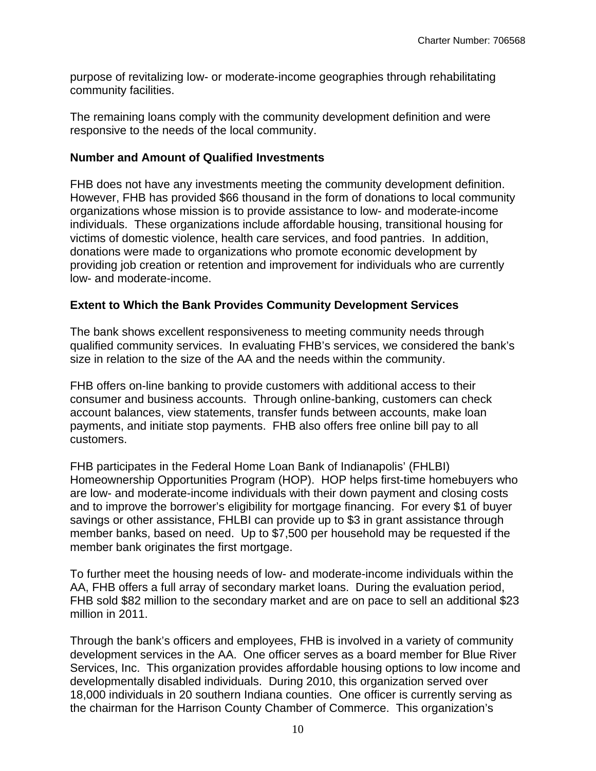purpose of revitalizing low- or moderate-income geographies through rehabilitating community facilities.

The remaining loans comply with the community development definition and were responsive to the needs of the local community.

**Number and Amount of Qualified Investments**

FHB does not have any investments meeting the community development definition. However, FHB has provided $66 thousand in the form of donations to local community organizations whose mission is to provide assistance to low- and moderate-income individuals. These organizations include affordable housing, transitional housing for victims of domestic violence, health care services, and food pantries. In addition, donations were made to organizations who promote economic development by providing job creation or retention and improvement for individuals who are currently low- and moderate-income.

**Extent to Which the Bank Provides Community Development Services**

The bank shows excellent responsiveness to meeting community needs through qualified community services. In evaluating FHB's services, we considered the bank's size in relation to the size of the AA and the needs within the community.

FHB offers on-line banking to provide customers with additional access to their consumer and business accounts. Through online-banking, customers can check account balances, view statements, transfer funds between accounts, make loan payments, and initiate stop payments. FHB also offers free online bill pay to all customers.

FHB participates in the Federal Home Loan Bank of Indianapolis' (FHLBI) Homeownership Opportunities Program (HOP). HOP helps first-time homebuyers who are low- and moderate-income individuals with their down payment and closing costs and to improve the borrower's eligibility for mortgage financing. For every $1 of buyer savings or other assistance, FHLBI can provide up to $3 in grant assistance through member banks, based on need. Up to $7,500 per household may be requested if the member bank originates the first mortgage.

To further meet the housing needs of low- and moderate-income individuals within the AA, FHB offers a full array of secondary market loans. During the evaluation period, FHB sold $82 million to the secondary market and are on pace to sell an additional $23 million in 2011.

Through the bank's officers and employees, FHB is involved in a variety of community development services in the AA. One officer serves as a board member for Blue River Services, Inc. This organization provides affordable housing options to low income and developmentally disabled individuals. During 2010, this organization served over 18,000 individuals in 20 southern Indiana counties. One officer is currently serving as the chairman for the Harrison County Chamber of Commerce. This organization's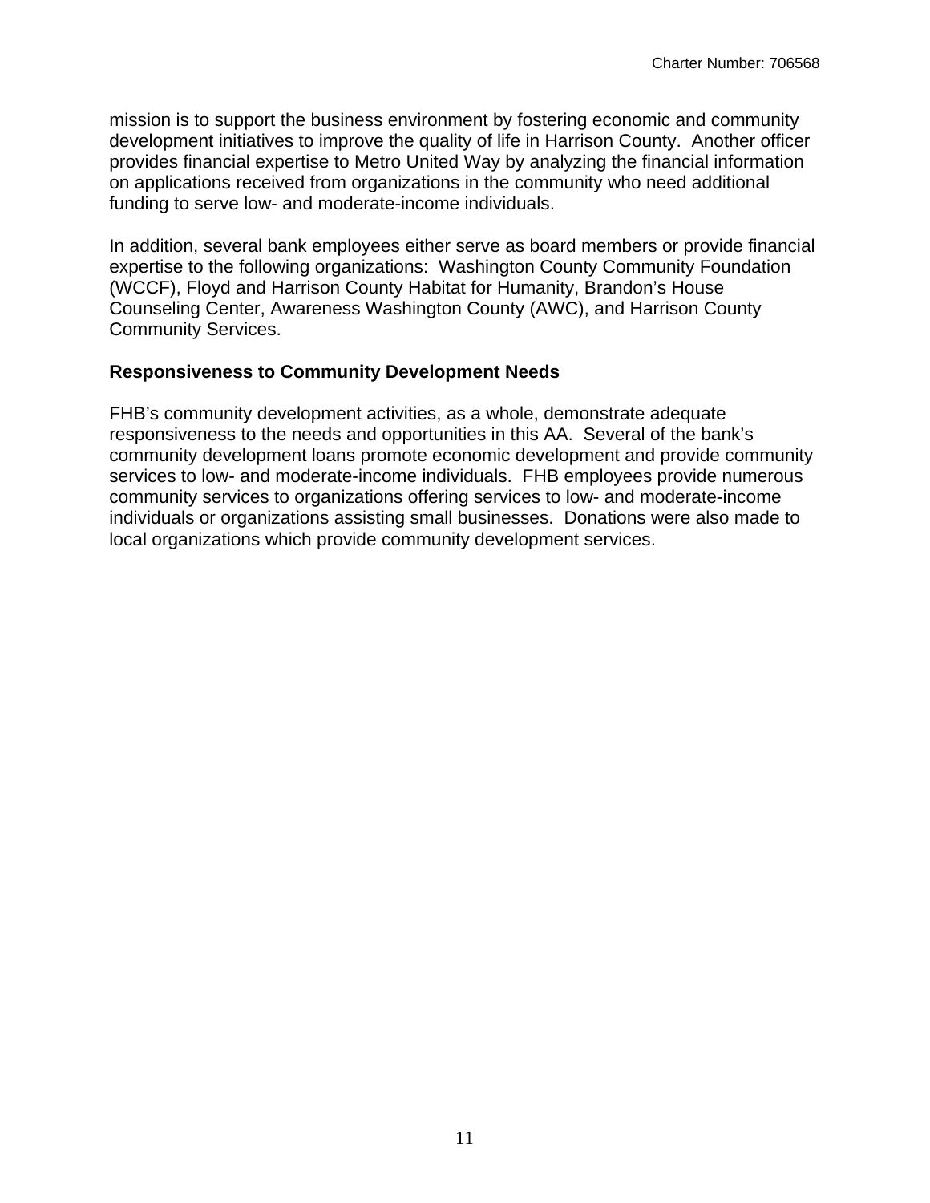mission is to support the business environment by fostering economic and community development initiatives to improve the quality of life in Harrison County. Another officer provides financial expertise to Metro United Way by analyzing the financial information on applications received from organizations in the community who need additional funding to serve low- and moderate-income individuals.

In addition, several bank employees either serve as board members or provide financial expertise to the following organizations: Washington County Community Foundation (WCCF), Floyd and Harrison County Habitat for Humanity, Brandon's House Counseling Center, Awareness Washington County (AWC), and Harrison County Community Services.

**Responsiveness to Community Development Needs**

FHB's community development activities, as a whole, demonstrate adequate responsiveness to the needs and opportunities in this AA. Several of the bank's community development loans promote economic development and provide community services to low- and moderate-income individuals. FHB employees provide numerous community services to organizations offering services to low- and moderate-income individuals or organizations assisting small businesses. Donations were also made to local organizations which provide community development services.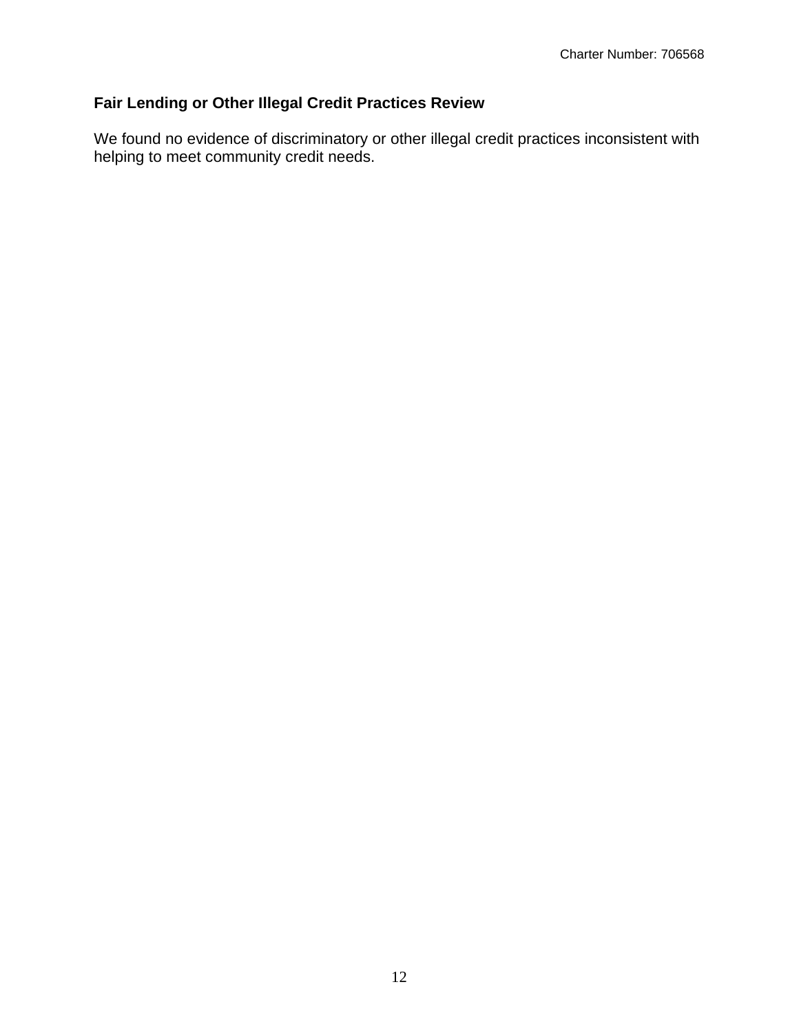**Fair Lending or Other Illegal Credit Practices Review**

We found no evidence of discriminatory or other illegal credit practices inconsistent with helping to meet community credit needs.